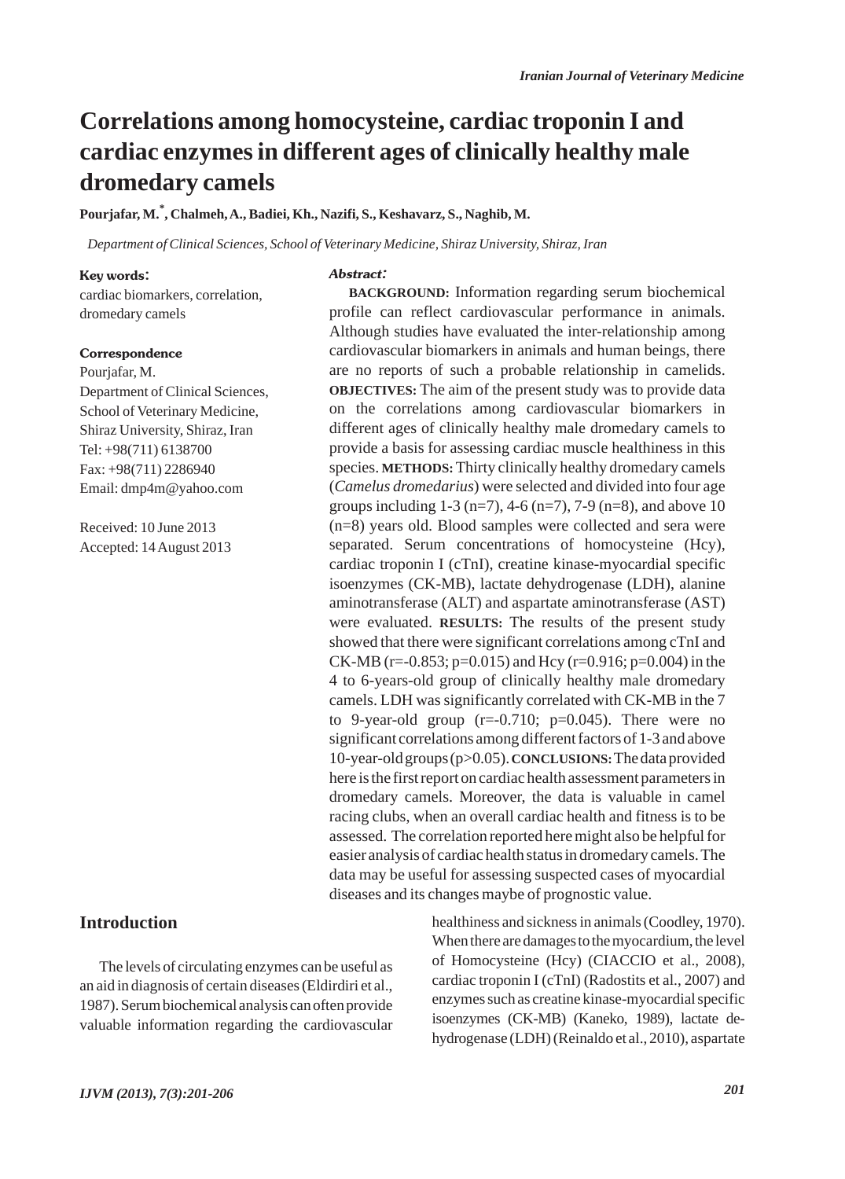# Correlations among homocysteine, cardiac troponin I and cardiac enzymes in different ages of clinically healthy male dromedary camels

**Pourjafar, M.[*], Chalmeh, A., Badiei, Kh., Nazifi, S., Keshavarz, S., Naghib, M.**

*Department of Clinical Sciences, School of Veterinary Medicine, Shiraz University, Shiraz, Iran*

**Key words:**

cardiac biomarkers, correlation, dromedary camels

**Correspondence**

Pourjafar, M.
Department of Clinical Sciences, School of Veterinary Medicine, Shiraz University, Shiraz, Iran
Tel: +98(711) 6138700
Fax: +98(711) 2286940
Email: dmp4m@yahoo.com

Received: 10 June 2013
Accepted: 14 August 2013

***Abstract:***

**BACKGROUND:** Information regarding serum biochemical profile can reflect cardiovascular performance in animals. Although studies have evaluated the inter-relationship among cardiovascular biomarkers in animals and human beings, there are no reports of such a probable relationship in camelids. **OBJECTIVES:** The aim of the present study was to provide data on the correlations among cardiovascular biomarkers in different ages of clinically healthy male dromedary camels to provide a basis for assessing cardiac muscle healthiness in this species. **METHODS:** Thirty clinically healthy dromedary camels (*Camelus dromedarius*) were selected and divided into four age groups including 1-3 (n=7), 4-6 (n=7), 7-9 (n=8), and above 10 (n=8) years old. Blood samples were collected and sera were separated. Serum concentrations of homocysteine (Hcy), cardiac troponin I (cTnI), creatine kinase-myocardial specific isoenzymes (CK-MB), lactate dehydrogenase (LDH), alanine aminotransferase (ALT) and aspartate aminotransferase (AST) were evaluated. **RESULTS:** The results of the present study showed that there were significant correlations among cTnI and CK-MB (r=-0.853; p=0.015) and Hcy (r=0.916; p=0.004) in the 4 to 6-years-old group of clinically healthy male dromedary camels. LDH was significantly correlated with CK-MB in the 7 to 9-year-old group (r=-0.710; p=0.045). There were no significant correlations among different factors of 1-3 and above 10-year-old groups (p>0.05). **CONCLUSIONS:** The data provided here is the first report on cardiac health assessment parameters in dromedary camels. Moreover, the data is valuable in camel racing clubs, when an overall cardiac health and fitness is to be assessed. The correlation reported here might also be helpful for easier analysis of cardiac health status in dromedary camels. The data may be useful for assessing suspected cases of myocardial diseases and its changes maybe of prognostic value.

## Introduction

The levels of circulating enzymes can be useful as an aid in diagnosis of certain diseases (Eldirdiri et al., 1987). Serum biochemical analysis can often provide valuable information regarding the cardiovascular healthiness and sickness in animals (Coodley, 1970). When there are damages to the myocardium, the level of Homocysteine (Hcy) (CIACCIO et al., 2008), cardiac troponin I (cTnI) (Radostits et al., 2007) and enzymes such as creatine kinase-myocardial specific isoenzymes (CK-MB) (Kaneko, 1989), lactate de-hydrogenase (LDH) (Reinaldo et al., 2010), aspartate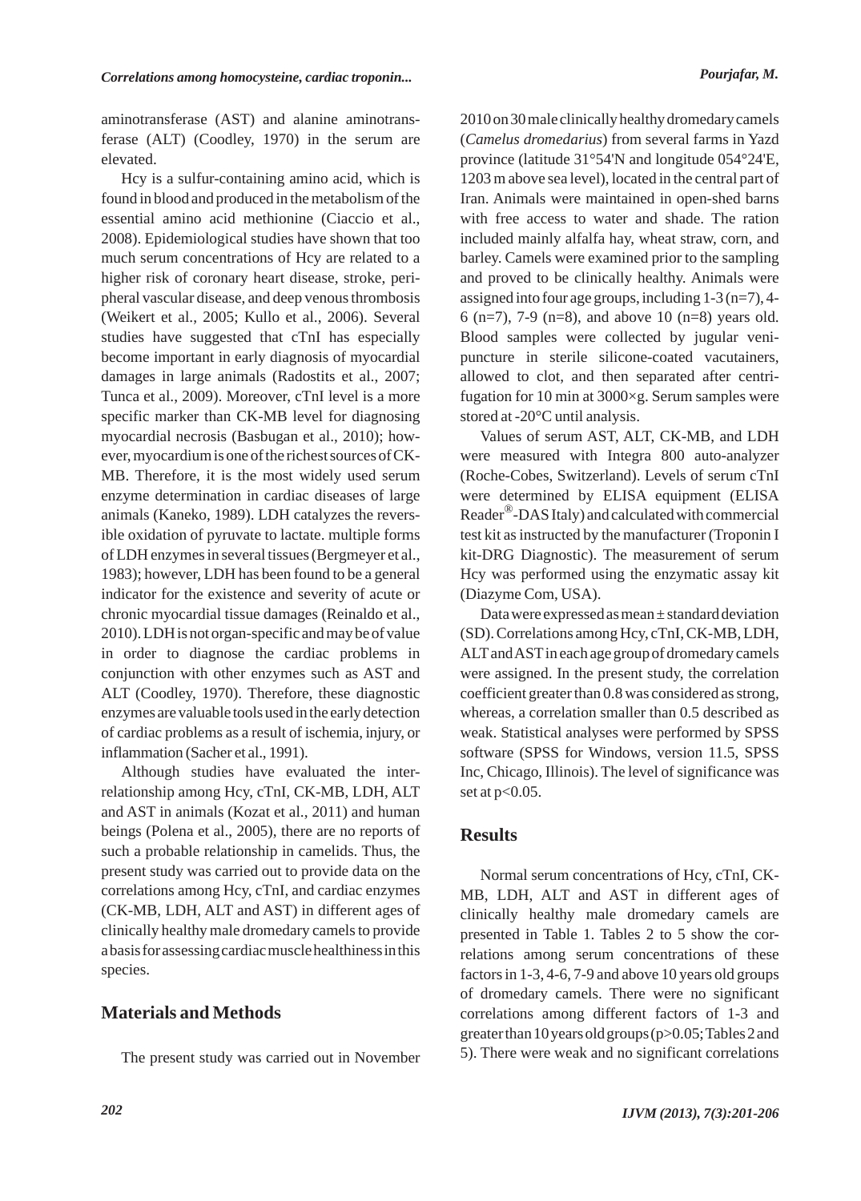aminotransferase (AST) and alanine aminotransferase (ALT) (Coodley, 1970) in the serum are elevated.

Hcy is a sulfur-containing amino acid, which is found in blood and produced in the metabolism of the essential amino acid methionine (Ciaccio et al., 2008). Epidemiological studies have shown that too much serum concentrations of Hcy are related to a higher risk of coronary heart disease, stroke, peripheral vascular disease, and deep venous thrombosis (Weikert et al., 2005; Kullo et al., 2006). Several studies have suggested that cTnI has especially become important in early diagnosis of myocardial damages in large animals (Radostits et al., 2007; Tunca et al., 2009). Moreover, cTnI level is a more specific marker than CK-MB level for diagnosing myocardial necrosis (Basbugan et al., 2010); however, myocardium is one of the richest sources of CK-MB. Therefore, it is the most widely used serum enzyme determination in cardiac diseases of large animals (Kaneko, 1989). LDH catalyzes the reversible oxidation of pyruvate to lactate. multiple forms of LDH enzymes in several tissues (Bergmeyer et al., 1983); however, LDH has been found to be a general indicator for the existence and severity of acute or chronic myocardial tissue damages (Reinaldo et al., 2010). LDH is not organ-specific and may be of value in order to diagnose the cardiac problems in conjunction with other enzymes such as AST and ALT (Coodley, 1970). Therefore, these diagnostic enzymes are valuable tools used in the early detection of cardiac problems as a result of ischemia, injury, or inflammation (Sacher et al., 1991).

Although studies have evaluated the interrelationship among Hcy, cTnI, CK-MB, LDH, ALT and AST in animals (Kozat et al., 2011) and human beings (Polena et al., 2005), there are no reports of such a probable relationship in camelids. Thus, the present study was carried out to provide data on the correlations among Hcy, cTnI, and cardiac enzymes (CK-MB, LDH, ALT and AST) in different ages of clinically healthy male dromedary camels to provide a basis for assessing cardiac muscle healthiness in this species.

## Materials and Methods

The present study was carried out in November 2010 on 30 male clinically healthy dromedary camels (*Camelus dromedarius*) from several farms in Yazd province (latitude 31°54'N and longitude 054°24'E, 1203 m above sea level), located in the central part of Iran. Animals were maintained in open-shed barns with free access to water and shade. The ration included mainly alfalfa hay, wheat straw, corn, and barley. Camels were examined prior to the sampling and proved to be clinically healthy. Animals were assigned into four age groups, including 1-3 (n=7), 4-6 (n=7), 7-9 (n=8), and above 10 (n=8) years old. Blood samples were collected by jugular venipuncture in sterile silicone-coated vacutainers, allowed to clot, and then separated after centrifugation for 10 min at 3000×g. Serum samples were stored at -20°C until analysis.

Values of serum AST, ALT, CK-MB, and LDH were measured with Integra 800 auto-analyzer (Roche-Cobes, Switzerland). Levels of serum cTnI were determined by ELISA equipment (ELISA Reader®-DAS Italy) and calculated with commercial test kit as instructed by the manufacturer (Troponin I kit-DRG Diagnostic). The measurement of serum Hcy was performed using the enzymatic assay kit (Diazyme Com, USA).

Data were expressed as mean ± standard deviation (SD). Correlations among Hcy, cTnI, CK-MB, LDH, ALT and AST in each age group of dromedary camels were assigned. In the present study, the correlation coefficient greater than 0.8 was considered as strong, whereas, a correlation smaller than 0.5 described as weak. Statistical analyses were performed by SPSS software (SPSS for Windows, version 11.5, SPSS Inc, Chicago, Illinois). The level of significance was set at $p<0.05$.

## Results

Normal serum concentrations of Hcy, cTnI, CK-MB, LDH, ALT and AST in different ages of clinically healthy male dromedary camels are presented in Table 1. Tables 2 to 5 show the correlations among serum concentrations of these factors in 1-3, 4-6, 7-9 and above 10 years old groups of dromedary camels. There were no significant correlations among different factors of 1-3 and greater than 10 years old groups ($p>0.05$; Tables 2 and 5). There were weak and no significant correlations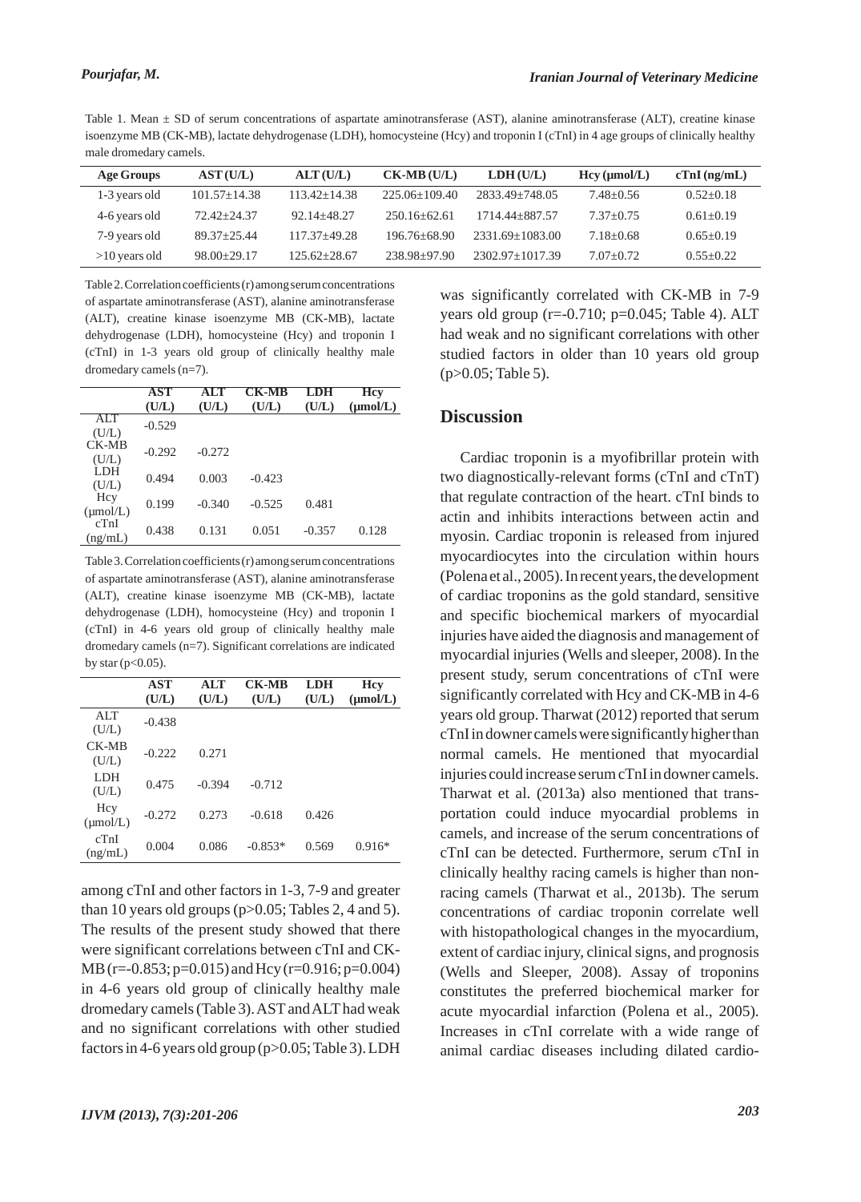Table 1. Mean ± SD of serum concentrations of aspartate aminotransferase (AST), alanine aminotransferase (ALT), creatine kinase isoenzyme MB (CK-MB), lactate dehydrogenase (LDH), homocysteine (Hcy) and troponin I (cTnI) in 4 age groups of clinically healthy male dromedary camels.

| Age Groups | AST (U/L) | ALT (U/L) | CK-MB (U/L) | LDH (U/L) | Hcy (µmol/L) | cTnI (ng/mL) |
|---|---|---|---|---|---|---|
| 1-3 years old | 101.57±14.38 | 113.42±14.38 | 225.06±109.40 | 2833.49±748.05 | 7.48±0.56 | 0.52±0.18 |
| 4-6 years old | 72.42±24.37 | 92.14±48.27 | 250.16±62.61 | 1714.44±887.57 | 7.37±0.75 | 0.61±0.19 |
| 7-9 years old | 89.37±25.44 | 117.37±49.28 | 196.76±68.90 | 2331.69±1083.00 | 7.18±0.68 | 0.65±0.19 |
| >10 years old | 98.00±29.17 | 125.62±28.67 | 238.98±97.90 | 2302.97±1017.39 | 7.07±0.72 | 0.55±0.22 |

Table 2. Correlation coefficients (r) among serum concentrations of aspartate aminotransferase (AST), alanine aminotransferase (ALT), creatine kinase isoenzyme MB (CK-MB), lactate dehydrogenase (LDH), homocysteine (Hcy) and troponin I (cTnI) in 1-3 years old group of clinically healthy male dromedary camels (n=7).

| | AST (U/L) | ALT (U/L) | CK-MB (U/L) | LDH (U/L) | Hcy (µmol/L) |
|---|---|---|---|---|---|
| ALT (U/L) | -0.529 | | | | |
| CK-MB (U/L) | -0.292 | -0.272 | | | |
| LDH (U/L) | 0.494 | 0.003 | -0.423 | | |
| Hcy (µmol/L) | 0.199 | -0.340 | -0.525 | 0.481 | |
| cTnI (ng/mL) | 0.438 | 0.131 | 0.051 | -0.357 | 0.128 |

Table 3. Correlation coefficients (r) among serum concentrations of aspartate aminotransferase (AST), alanine aminotransferase (ALT), creatine kinase isoenzyme MB (CK-MB), lactate dehydrogenase (LDH), homocysteine (Hcy) and troponin I (cTnI) in 4-6 years old group of clinically healthy male dromedary camels (n=7). Significant correlations are indicated by star ($p<0.05$).

| | AST (U/L) | ALT (U/L) | CK-MB (U/L) | LDH (U/L) | Hcy (µmol/L) |
|---|---|---|---|---|---|
| ALT (U/L) | -0.438 | | | | |
| CK-MB (U/L) | -0.222 | 0.271 | | | |
| LDH (U/L) | 0.475 | -0.394 | -0.712 | | |
| Hcy (µmol/L) | -0.272 | 0.273 | -0.618 | 0.426 | |
| cTnI (ng/mL) | 0.004 | 0.086 | -0.853* | 0.569 | 0.916* |

among cTnI and other factors in 1-3, 7-9 and greater than 10 years old groups ($p>0.05$; Tables 2, 4 and 5). The results of the present study showed that there were significant correlations between cTnI and CK-MB ($r=-0.853$; $p=0.015$) and Hcy ($r=0.916$; $p=0.004$) in 4-6 years old group of clinically healthy male dromedary camels (Table 3). AST and ALT had weak and no significant correlations with other studied factors in 4-6 years old group ($p>0.05$; Table 3). LDH was significantly correlated with CK-MB in 7-9 years old group ($r=-0.710$; $p=0.045$; Table 4). ALT had weak and no significant correlations with other studied factors in older than 10 years old group ($p>0.05$; Table 5).

## Discussion

Cardiac troponin is a myofibrillar protein with two diagnostically-relevant forms (cTnI and cTnT) that regulate contraction of the heart. cTnI binds to actin and inhibits interactions between actin and myosin. Cardiac troponin is released from injured myocardiocytes into the circulation within hours (Polena et al., 2005). In recent years, the development of cardiac troponins as the gold standard, sensitive and specific biochemical markers of myocardial injuries have aided the diagnosis and management of myocardial injuries (Wells and sleeper, 2008). In the present study, serum concentrations of cTnI were significantly correlated with Hcy and CK-MB in 4-6 years old group. Tharwat (2012) reported that serum cTnI in downer camels were significantly higher than normal camels. He mentioned that myocardial injuries could increase serum cTnI in downer camels. Tharwat et al. (2013a) also mentioned that transportation could induce myocardial problems in camels, and increase of the serum concentrations of cTnI can be detected. Furthermore, serum cTnI in clinically healthy racing camels is higher than non-racing camels (Tharwat et al., 2013b). The serum concentrations of cardiac troponin correlate well with histopathological changes in the myocardium, extent of cardiac injury, clinical signs, and prognosis (Wells and Sleeper, 2008). Assay of troponins constitutes the preferred biochemical marker for acute myocardial infarction (Polena et al., 2005). Increases in cTnI correlate with a wide range of animal cardiac diseases including dilated cardio-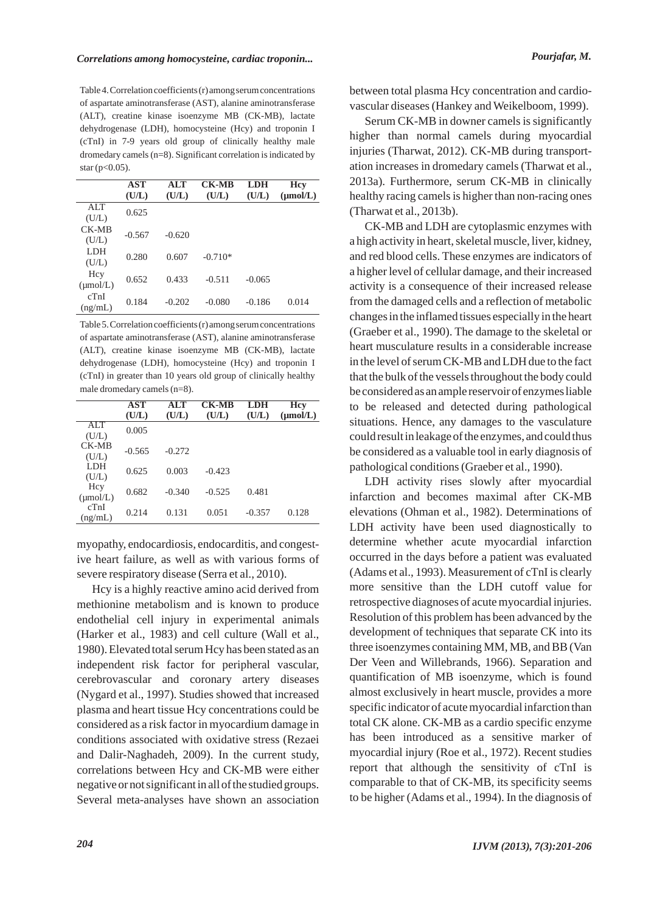Table 4. Correlation coefficients (r) among serum concentrations of aspartate aminotransferase (AST), alanine aminotransferase (ALT), creatine kinase isoenzyme MB (CK-MB), lactate dehydrogenase (LDH), homocysteine (Hcy) and troponin I (cTnI) in 7-9 years old group of clinically healthy male dromedary camels (n=8). Significant correlation is indicated by star ($p<0.05$).

| | AST (U/L) | ALT (U/L) | CK-MB (U/L) | LDH (U/L) | Hcy (µmol/L) |
|---|---|---|---|---|---|
| ALT (U/L) | 0.625 | | | | |
| CK-MB (U/L) | -0.567 | -0.620 | | | |
| LDH (U/L) | 0.280 | 0.607 | -0.710* | | |
| Hcy (µmol/L) | 0.652 | 0.433 | -0.511 | -0.065 | |
| cTnI (ng/mL) | 0.184 | -0.202 | -0.080 | -0.186 | 0.014 |

Table 5. Correlation coefficients (r) among serum concentrations of aspartate aminotransferase (AST), alanine aminotransferase (ALT), creatine kinase isoenzyme MB (CK-MB), lactate dehydrogenase (LDH), homocysteine (Hcy) and troponin I (cTnI) in greater than 10 years old group of clinically healthy male dromedary camels (n=8).

| | AST (U/L) | ALT (U/L) | CK-MB (U/L) | LDH (U/L) | Hcy (µmol/L) |
|---|---|---|---|---|---|
| ALT (U/L) | 0.005 | | | | |
| CK-MB (U/L) | -0.565 | -0.272 | | | |
| LDH (U/L) | 0.625 | 0.003 | -0.423 | | |
| Hcy (µmol/L) | 0.682 | -0.340 | -0.525 | 0.481 | |
| cTnI (ng/mL) | 0.214 | 0.131 | 0.051 | -0.357 | 0.128 |

myopathy, endocardiosis, endocarditis, and congestive heart failure, as well as with various forms of severe respiratory disease (Serra et al., 2010).

Hcy is a highly reactive amino acid derived from methionine metabolism and is known to produce endothelial cell injury in experimental animals (Harker et al., 1983) and cell culture (Wall et al., 1980). Elevated total serum Hcy has been stated as an independent risk factor for peripheral vascular, cerebrovascular and coronary artery diseases (Nygard et al., 1997). Studies showed that increased plasma and heart tissue Hcy concentrations could be considered as a risk factor in myocardium damage in conditions associated with oxidative stress (Rezaei and Dalir-Naghadeh, 2009). In the current study, correlations between Hcy and CK-MB were either negative or not significant in all of the studied groups. Several meta-analyses have shown an association between total plasma Hcy concentration and cardiovascular diseases (Hankey and Weikelboom, 1999).

Serum CK-MB in downer camels is significantly higher than normal camels during myocardial injuries (Tharwat, 2012). CK-MB during transportation increases in dromedary camels (Tharwat et al., 2013a). Furthermore, serum CK-MB in clinically healthy racing camels is higher than non-racing ones (Tharwat et al., 2013b).

CK-MB and LDH are cytoplasmic enzymes with a high activity in heart, skeletal muscle, liver, kidney, and red blood cells. These enzymes are indicators of a higher level of cellular damage, and their increased activity is a consequence of their increased release from the damaged cells and a reflection of metabolic changes in the inflamed tissues especially in the heart (Graeber et al., 1990). The damage to the skeletal or heart musculature results in a considerable increase in the level of serum CK-MB and LDH due to the fact that the bulk of the vessels throughout the body could be considered as an ample reservoir of enzymes liable to be released and detected during pathological situations. Hence, any damages to the vasculature could result in leakage of the enzymes, and could thus be considered as a valuable tool in early diagnosis of pathological conditions (Graeber et al., 1990).

LDH activity rises slowly after myocardial infarction and becomes maximal after CK-MB elevations (Ohman et al., 1982). Determinations of LDH activity have been used diagnostically to determine whether acute myocardial infarction occurred in the days before a patient was evaluated (Adams et al., 1993). Measurement of cTnI is clearly more sensitive than the LDH cutoff value for retrospective diagnoses of acute myocardial injuries. Resolution of this problem has been advanced by the development of techniques that separate CK into its three isoenzymes containing MM, MB, and BB (Van Der Veen and Willebrands, 1966). Separation and quantification of MB isoenzyme, which is found almost exclusively in heart muscle, provides a more specific indicator of acute myocardial infarction than total CK alone. CK-MB as a cardio specific enzyme has been introduced as a sensitive marker of myocardial injury (Roe et al., 1972). Recent studies report that although the sensitivity of cTnI is comparable to that of CK-MB, its specificity seems to be higher (Adams et al., 1994). In the diagnosis of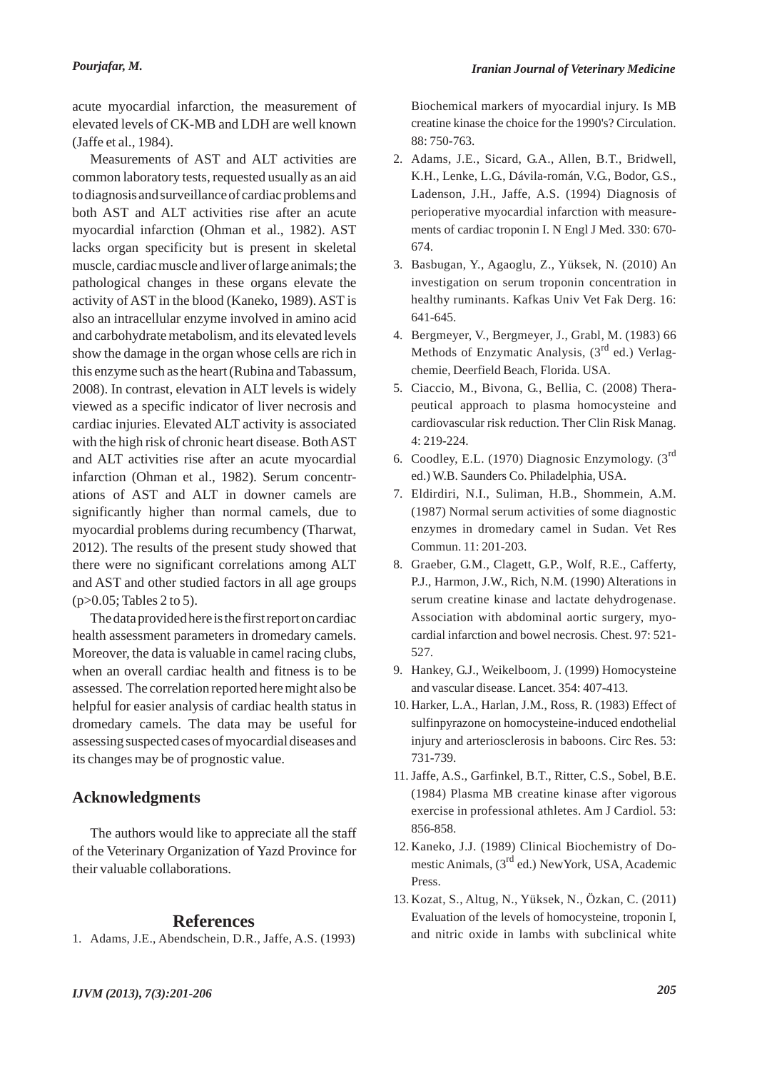acute myocardial infarction, the measurement of elevated levels of CK-MB and LDH are well known (Jaffe et al., 1984).

Measurements of AST and ALT activities are common laboratory tests, requested usually as an aid to diagnosis and surveillance of cardiac problems and both AST and ALT activities rise after an acute myocardial infarction (Ohman et al., 1982). AST lacks organ specificity but is present in skeletal muscle, cardiac muscle and liver of large animals; the pathological changes in these organs elevate the activity of AST in the blood (Kaneko, 1989). AST is also an intracellular enzyme involved in amino acid and carbohydrate metabolism, and its elevated levels show the damage in the organ whose cells are rich in this enzyme such as the heart (Rubina and Tabassum, 2008). In contrast, elevation in ALT levels is widely viewed as a specific indicator of liver necrosis and cardiac injuries. Elevated ALT activity is associated with the high risk of chronic heart disease. Both AST and ALT activities rise after an acute myocardial infarction (Ohman et al., 1982). Serum concentrations of AST and ALT in downer camels are significantly higher than normal camels, due to myocardial problems during recumbency (Tharwat, 2012). The results of the present study showed that there were no significant correlations among ALT and AST and other studied factors in all age groups ($p>0.05$; Tables 2 to 5).

The data provided here is the first report on cardiac health assessment parameters in dromedary camels. Moreover, the data is valuable in camel racing clubs, when an overall cardiac health and fitness is to be assessed. The correlation reported here might also be helpful for easier analysis of cardiac health status in dromedary camels. The data may be useful for assessing suspected cases of myocardial diseases and its changes may be of prognostic value.

## Acknowledgments

The authors would like to appreciate all the staff of the Veterinary Organization of Yazd Province for their valuable collaborations.

## References

1. Adams, J.E., Abendschein, D.R., Jaffe, A.S. (1993) Biochemical markers of myocardial injury. Is MB creatine kinase the choice for the 1990's? Circulation. 88: 750-763.
2. Adams, J.E., Sicard, G.A., Allen, B.T., Bridwell, K.H., Lenke, L.G., Dávila-román, V.G., Bodor, G.S., Ladenson, J.H., Jaffe, A.S. (1994) Diagnosis of perioperative myocardial infarction with measurements of cardiac troponin I. N Engl J Med. 330: 670-674.
3. Basbugan, Y., Agaoglu, Z., Yüksek, N. (2010) An investigation on serum troponin concentration in healthy ruminants. Kafkas Univ Vet Fak Derg. 16: 641-645.
4. Bergmeyer, V., Bergmeyer, J., Grabl, M. (1983) 66 Methods of Enzymatic Analysis, (3rd ed.) Verlag-chemie, Deerfield Beach, Florida. USA.
5. Ciaccio, M., Bivona, G., Bellia, C. (2008) Therapeutical approach to plasma homocysteine and cardiovascular risk reduction. Ther Clin Risk Manag. 4: 219-224.
6. Coodley, E.L. (1970) Diagnosic Enzymology. (3rd ed.) W.B. Saunders Co. Philadelphia, USA.
7. Eldirdiri, N.I., Suliman, H.B., Shommein, A.M. (1987) Normal serum activities of some diagnostic enzymes in dromedary camel in Sudan. Vet Res Commun. 11: 201-203.
8. Graeber, G.M., Clagett, G.P., Wolf, R.E., Cafferty, P.J., Harmon, J.W., Rich, N.M. (1990) Alterations in serum creatine kinase and lactate dehydrogenase. Association with abdominal aortic surgery, myocardial infarction and bowel necrosis. Chest. 97: 521-527.
9. Hankey, G.J., Weikelboom, J. (1999) Homocysteine and vascular disease. Lancet. 354: 407-413.
10. Harker, L.A., Harlan, J.M., Ross, R. (1983) Effect of sulfinpyrazone on homocysteine-induced endothelial injury and arteriosclerosis in baboons. Circ Res. 53: 731-739.
11. Jaffe, A.S., Garfinkel, B.T., Ritter, C.S., Sobel, B.E. (1984) Plasma MB creatine kinase after vigorous exercise in professional athletes. Am J Cardiol. 53: 856-858.
12. Kaneko, J.J. (1989) Clinical Biochemistry of Domestic Animals, (3rd ed.) NewYork, USA, Academic Press.
13. Kozat, S., Altug, N., Yüksek, N., Özkan, C. (2011) Evaluation of the levels of homocysteine, troponin I, and nitric oxide in lambs with subclinical white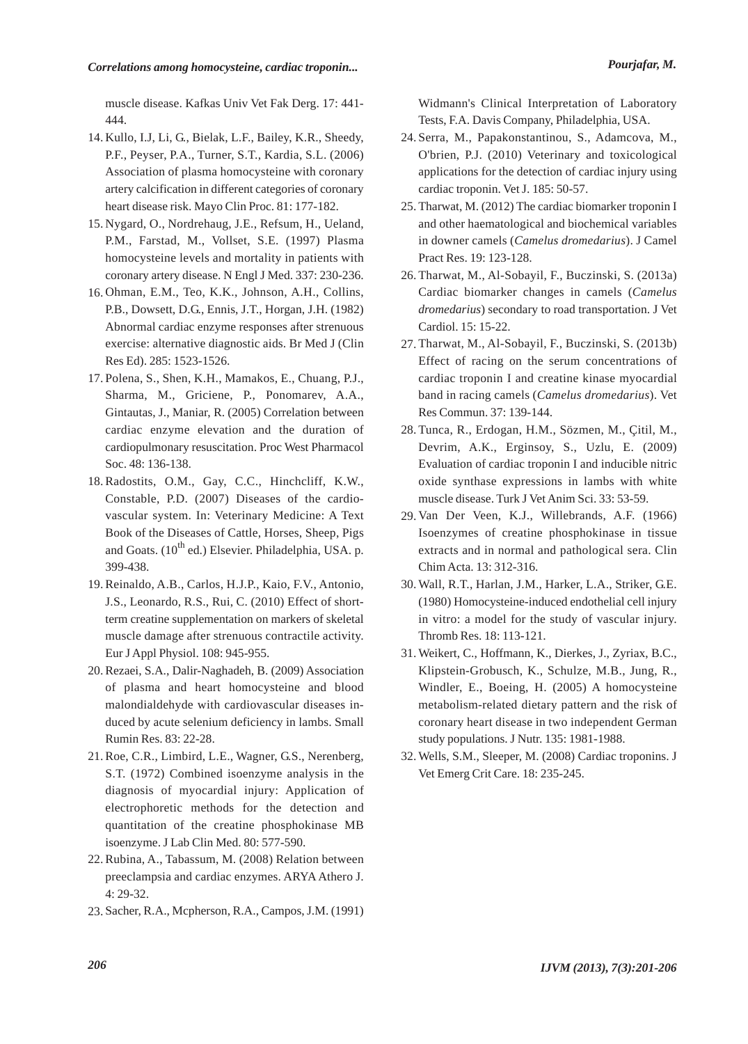muscle disease. Kafkas Univ Vet Fak Derg. 17: 441-444.

14. Kullo, I.J, Li, G., Bielak, L.F., Bailey, K.R., Sheedy, P.F., Peyser, P.A., Turner, S.T., Kardia, S.L. (2006) Association of plasma homocysteine with coronary artery calcification in different categories of coronary heart disease risk. Mayo Clin Proc. 81: 177-182.
15. Nygard, O., Nordrehaug, J.E., Refsum, H., Ueland, P.M., Farstad, M., Vollset, S.E. (1997) Plasma homocysteine levels and mortality in patients with coronary artery disease. N Engl J Med. 337: 230-236.
16. Ohman, E.M., Teo, K.K., Johnson, A.H., Collins, P.B., Dowsett, D.G., Ennis, J.T., Horgan, J.H. (1982) Abnormal cardiac enzyme responses after strenuous exercise: alternative diagnostic aids. Br Med J (Clin Res Ed). 285: 1523-1526.
17. Polena, S., Shen, K.H., Mamakos, E., Chuang, P.J., Sharma, M., Griciene, P., Ponomarev, A.A., Gintautas, J., Maniar, R. (2005) Correlation between cardiac enzyme elevation and the duration of cardiopulmonary resuscitation. Proc West Pharmacol Soc. 48: 136-138.
18. Radostits, O.M., Gay, C.C., Hinchcliff, K.W., Constable, P.D. (2007) Diseases of the cardio-vascular system. In: Veterinary Medicine: A Text Book of the Diseases of Cattle, Horses, Sheep, Pigs and Goats. (10th ed.) Elsevier. Philadelphia, USA. p. 399-438.
19. Reinaldo, A.B., Carlos, H.J.P., Kaio, F.V., Antonio, J.S., Leonardo, R.S., Rui, C. (2010) Effect of short-term creatine supplementation on markers of skeletal muscle damage after strenuous contractile activity. Eur J Appl Physiol. 108: 945-955.
20. Rezaei, S.A., Dalir-Naghadeh, B. (2009) Association of plasma and heart homocysteine and blood malondialdehyde with cardiovascular diseases induced by acute selenium deficiency in lambs. Small Rumin Res. 83: 22-28.
21. Roe, C.R., Limbird, L.E., Wagner, G.S., Nerenberg, S.T. (1972) Combined isoenzyme analysis in the diagnosis of myocardial injury: Application of electrophoretic methods for the detection and quantitation of the creatine phosphokinase MB isoenzyme. J Lab Clin Med. 80: 577-590.
22. Rubina, A., Tabassum, M. (2008) Relation between preeclampsia and cardiac enzymes. ARYA Athero J. 4: 29-32.
23. Sacher, R.A., Mcpherson, R.A., Campos, J.M. (1991) Widmann's Clinical Interpretation of Laboratory Tests, F.A. Davis Company, Philadelphia, USA.
24. Serra, M., Papakonstantinou, S., Adamcova, M., O'brien, P.J. (2010) Veterinary and toxicological applications for the detection of cardiac injury using cardiac troponin. Vet J. 185: 50-57.
25. Tharwat, M. (2012) The cardiac biomarker troponin I and other haematological and biochemical variables in downer camels (*Camelus dromedarius*). J Camel Pract Res. 19: 123-128.
26. Tharwat, M., Al-Sobayil, F., Buczinski, S. (2013a) Cardiac biomarker changes in camels (*Camelus dromedarius*) secondary to road transportation. J Vet Cardiol. 15: 15-22.
27. Tharwat, M., Al-Sobayil, F., Buczinski, S. (2013b) Effect of racing on the serum concentrations of cardiac troponin I and creatine kinase myocardial band in racing camels (*Camelus dromedarius*). Vet Res Commun. 37: 139-144.
28. Tunca, R., Erdogan, H.M., Sözmen, M., Çitil, M., Devrim, A.K., Erginsoy, S., Uzlu, E. (2009) Evaluation of cardiac troponin I and inducible nitric oxide synthase expressions in lambs with white muscle disease. Turk J Vet Anim Sci. 33: 53-59.
29. Van Der Veen, K.J., Willebrands, A.F. (1966) Isoenzymes of creatine phosphokinase in tissue extracts and in normal and pathological sera. Clin Chim Acta. 13: 312-316.
30. Wall, R.T., Harlan, J.M., Harker, L.A., Striker, G.E. (1980) Homocysteine-induced endothelial cell injury in vitro: a model for the study of vascular injury. Thromb Res. 18: 113-121.
31. Weikert, C., Hoffmann, K., Dierkes, J., Zyriax, B.C., Klipstein-Grobusch, K., Schulze, M.B., Jung, R., Windler, E., Boeing, H. (2005) A homocysteine metabolism-related dietary pattern and the risk of coronary heart disease in two independent German study populations. J Nutr. 135: 1981-1988.
32. Wells, S.M., Sleeper, M. (2008) Cardiac troponins. J Vet Emerg Crit Care. 18: 235-245.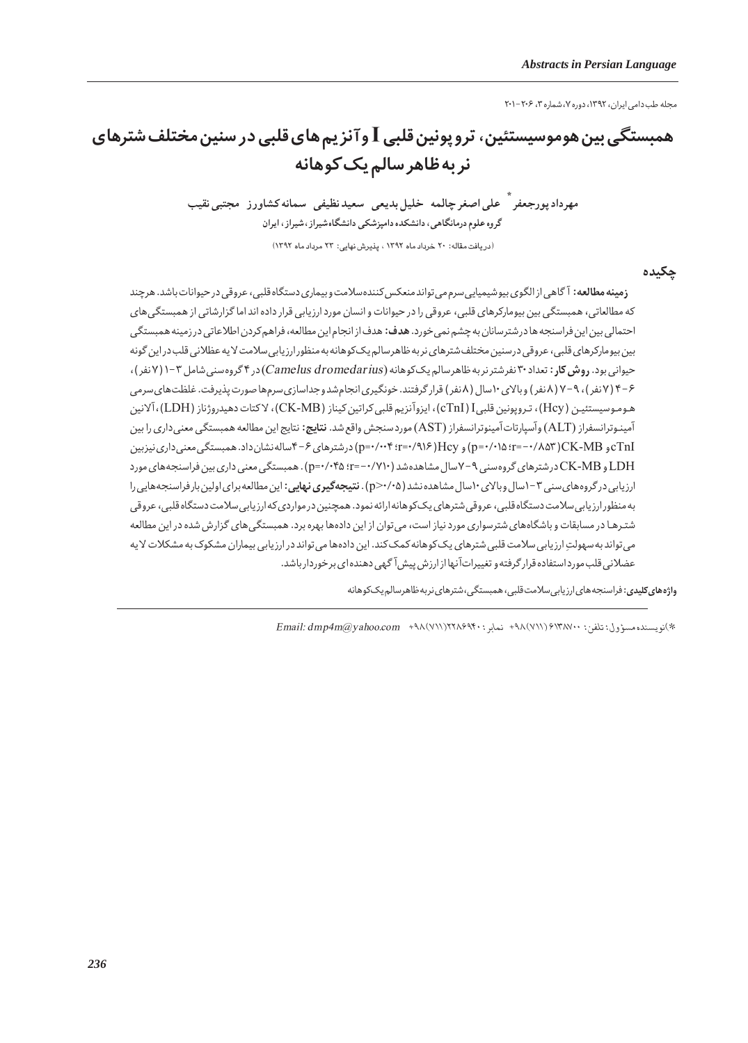# همبستگی بین هوموسیستئین، تروپونین قلبی I و آنزیم های قلبی در سنین مختلف شترهای نر به ظاهر سالم یک کوهانه

**مهرداد پورجعفر** * **علی اصغر چالمه خلیل بدیعی سعید نظیفی سمانه کشاورز مجتبی نقیب**

**گروه علوم درمانگاهی، دانشکده دامپزشکی دانشگاه شیراز، شیراز، ایران**

(دریافت مقاله: ۲۰ خرداد ماه ۱۳۹۲ ، پذیرش نهایی: ۲۳ مرداد ماه ۱۳۹۲)

## چکیده

**زمینه مطالعه:** آگاهی از الگوی بیوشیمیایی سرم می تواند منعکس کننده سلامت و بیماری دستگاه قلبی، عروقی در حیوانات باشد. هرچند که مطالعاتی، همبستگی بین بیومارکرهای قلبی، عروقی را در حیوانات و انسان مورد ارزیابی قرار داده اند اما گزارشاتی از همبستگی های احتمالی بین این فراسنجه ها در شترسانان به چشم نمی خورد. **هدف:** هدف از انجام این مطالعه، فراهم کردن اطلاعاتی در زمینه همبستگی بین بیومارکرهای قلبی، عروقی در سنین مختلف شترهای نر به ظاهر سالم یک کوهانه به منظور ارزیابی سلامت لایه عظلانی قلب در این گونه حیوانی بود. **روش کار:** تعداد ۳۰ نفر شتر نر به ظاهر سالم یک کوهانه (*Camelus dromedarius*) در ۴ گروه سنی شامل ۳-۱ (۷ نفر)، ۶-۴ (۷ نفر)، ۹-۷ (۸ نفر) و بالای ۱۰ سال (۸ نفر) قرار گرفتند. خونگیری انجام شد و جداسازی سرم ها صورت پذیرفت. غلظت های سرمی هوموسیستئین (Hcy)، تروپونین قلبی I (cTnI)، ایزوآنزیم قلبی کراتین کیناز (CK-MB)، لاکتات دهیدروژناز (LDH)، آلانین آمینوترانسفراز (ALT) و آسپارتات آمینوترانسفراز (AST) مورد سنجش واقع شد. **نتایج:** نتایج این مطالعه همبستگی معنی داری را بین cTnI و CK-MB ($r=-0/853$؛ $p=0/015$) و Hcy ($r=0/916$؛ $p=0/004$) در شترهای ۶-۴ ساله نشان داد. همبستگی معنی داری نیز بین LDH و CK-MB در شترهای گروه سنی ۹-۷ سال مشاهده شد ($r=-0/710$؛ $p=0/045$). همبستگی معنی داری بین فراسنجه های مورد ارزیابی در گروه های سنی ۳-۱ سال و بالای ۱۰ سال مشاهده نشد ($p>0/05$). **نتیجه گیری نهایی:** این مطالعه برای اولین بار فراسنجه هایی را به منظور ارزیابی سلامت دستگاه قلبی، عروقی شترهای یک کوهانه ارائه نمود. همچنین در مواردی که ارزیابی سلامت دستگاه قلبی، عروقی شترها در مسابقات و باشگاه های شترسواری مورد نیاز است، می توان از این داده ها بهره برد. همبستگی های گزارش شده در این مطالعه می تواند به سهولتِ ارزیابی سلامت قلبی شترهای یک کوهانه کمک کند. این داده ها می تواند در ارزیابی بیماران مشکوک به مشکلات لایه عضلانی قلب مورد استفاده قرار گرفته و تغییرات آنها از ارزش پیش آگهی دهنده ای برخوردار باشد.

**واژه های کلیدی:** فراسنجه های ارزیابی سلامت قلبی، همبستگی، شترهای نر به ظاهر سالم یک کوهانه

*) نویسنده مسؤول: تلفن: ۶۱۳۸۷۰۰ (۷۱۱) ۹۸+ نمابر: ۲۲۸۶۹۴۰ (۷۱۱) ۹۸+ *Email: dmp4m@yahoo.com*